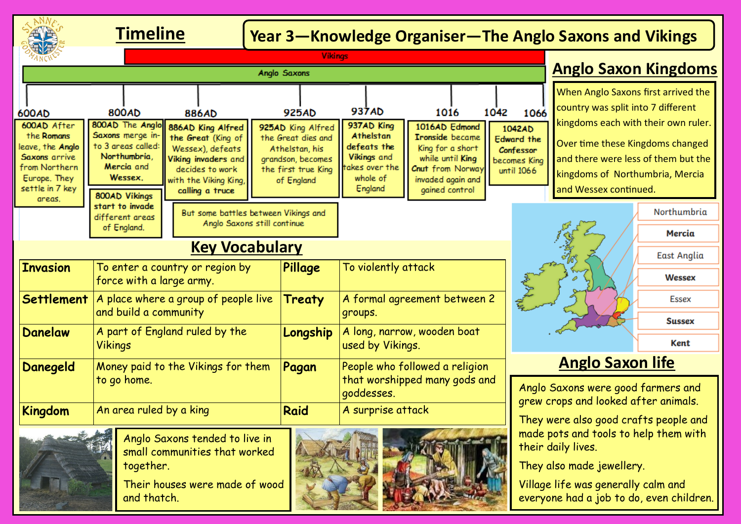# Year 3—Knowledge Organiser—The Anglo Saxons and Vikings

## Timeline

Vikings

Anglo Saxons

**600AD** After the Romans leave, the Anglo Saxons arrive from Northern Europe. They settle in 7 key areas.

**800AD** The Anglo Saxons merge in-to 3 areas called: Northumbria, Mercia and Wessex.

**800AD** Vikings start to invade different areas of England.

**886AD** King Alfred the Great (King of Wessex), defeats Viking invaders and decides to work with the Viking King, calling a truce

But some battles between Vikings and Anglo Saxons still continue

**925AD** King Alfred the Great dies and Athelstan, his grandson, becomes the first true King of England

**937AD** King Athelstan defeats the Vikings and takes over the whole of England

**1016AD** Edmond Ironside became King for a short while until King Cnut from Norway invaded again and gained control

**1042AD** Edward the Confessor becomes King until 1066

**1066**

## Anglo Saxon Kingdoms

When Anglo Saxons first arrived the country was split into 7 different kingdoms each with their own ruler.

Over time these Kingdoms changed and there were less of them but the kingdoms of Northumbria, Mercia and Wessex continued.

- Northumbria
- Mercia
- East Anglia
- Wessex
- Essex
- Sussex
- Kent

## Key Vocabulary

| | | | |
|---|---|---|---|
| **Invasion** | To enter a country or region by force with a large army. | **Pillage** | To violently attack |
| **Settlement** | A place where a group of people live and build a community | **Treaty** | A formal agreement between 2 groups. |
| **Danelaw** | A part of England ruled by the Vikings | **Longship** | A long, narrow, wooden boat used by Vikings. |
| **Danegeld** | Money paid to the Vikings for them to go home. | **Pagan** | People who followed a religion that worshipped many gods and goddesses. |
| **Kingdom** | An area ruled by a king | **Raid** | A surprise attack |

Anglo Saxons tended to live in small communities that worked together.

Their houses were made of wood and thatch.

## Anglo Saxon life

Anglo Saxons were good farmers and grew crops and looked after animals.

They were also good crafts people and made pots and tools to help them with their daily lives.

They also made jewellery.

Village life was generally calm and everyone had a job to do, even children.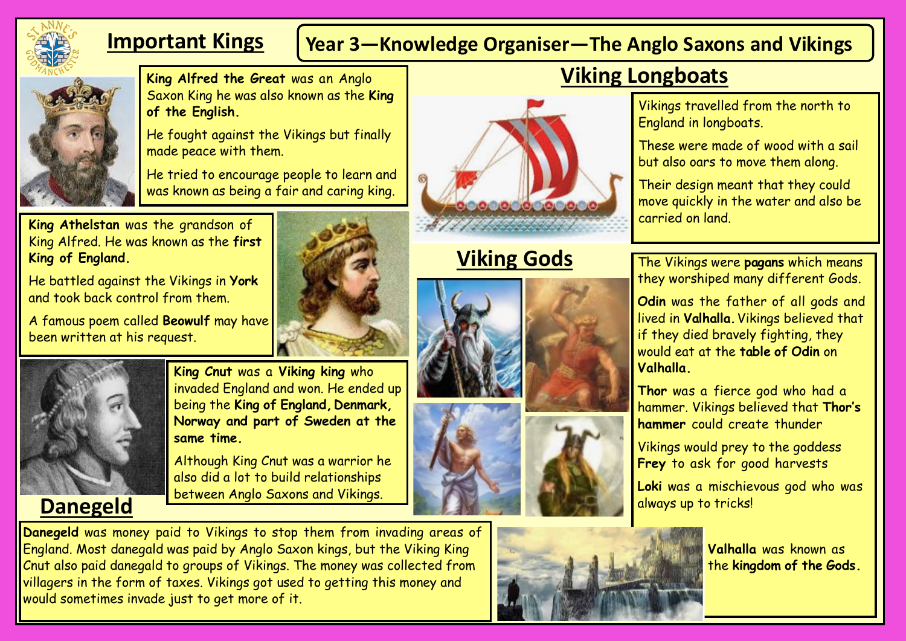# Year 3—Knowledge Organiser—The Anglo Saxons and Vikings

## Important Kings

**King Alfred the Great** was an Anglo Saxon King he was also known as the **King of the English.**

He fought against the Vikings but finally made peace with them.

He tried to encourage people to learn and was known as being a fair and caring king.

**King Athelstan** was the grandson of King Alfred. He was known as the **first King of England.**

He battled against the Vikings in **York** and took back control from them.

A famous poem called **Beowulf** may have been written at his request.

**King Cnut** was a **Viking king** who invaded England and won. He ended up being the **King of England, Denmark, Norway and part of Sweden at the same time.**

Although King Cnut was a warrior he also did a lot to build relationships between Anglo Saxons and Vikings.

## Viking Longboats

Vikings travelled from the north to England in longboats.

These were made of wood with a sail but also oars to move them along.

Their design meant that they could move quickly in the water and also be carried on land.

## Viking Gods

The Vikings were **pagans** which means they worshiped many different Gods.

**Odin** was the father of all gods and lived in **Valhalla.** Vikings believed that if they died bravely fighting, they would eat at the **table of Odin** on **Valhalla.**

**Thor** was a fierce god who had a hammer. Vikings believed that **Thor's hammer** could create thunder

Vikings would prey to the goddess **Frey** to ask for good harvests

**Loki** was a mischievous god who was always up to tricks!

**Valhalla** was known as the **kingdom of the Gods.**

## Danegeld

**Danegeld** was money paid to Vikings to stop them from invading areas of England. Most danegald was paid by Anglo Saxon kings, but the Viking King Cnut also paid danegald to groups of Vikings. The money was collected from villagers in the form of taxes. Vikings got used to getting this money and would sometimes invade just to get more of it.